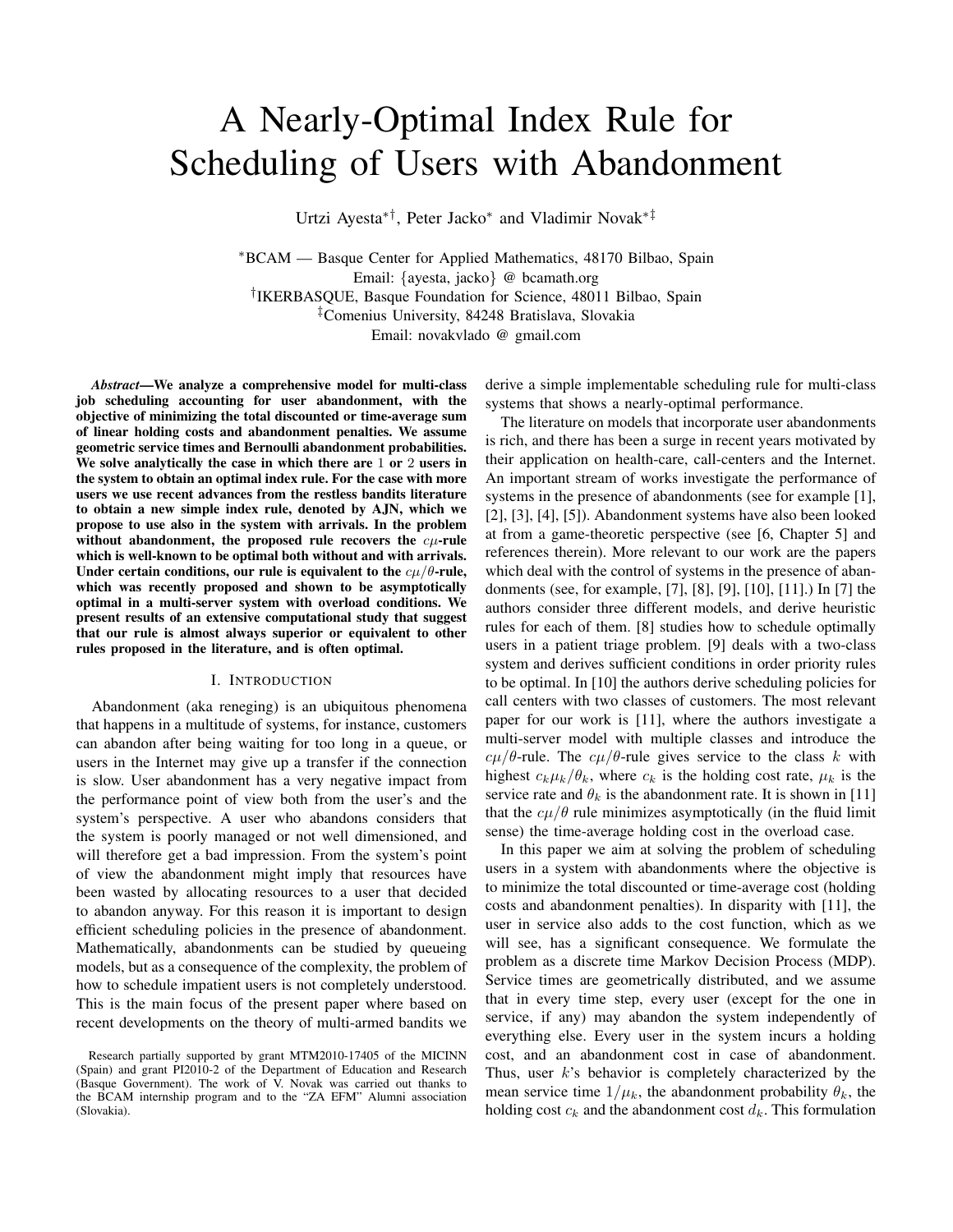# A Nearly-Optimal Index Rule for Scheduling of Users with Abandonment

Urtzi Ayesta[*†], Peter Jacko[*] and Vladimir Novak[*‡]

[*]BCAM — Basque Center for Applied Mathematics, 48170 Bilbao, Spain
Email: {ayesta, jacko} @ bcamath.org
[†]IKERBASQUE, Basque Foundation for Science, 48011 Bilbao, Spain
[‡]Comenius University, 84248 Bratislava, Slovakia
Email: novakvlado @ gmail.com

***Abstract*—We analyze a comprehensive model for multi-class job scheduling accounting for user abandonment, with the objective of minimizing the total discounted or time-average sum of linear holding costs and abandonment penalties. We assume geometric service times and Bernoulli abandonment probabilities. We solve analytically the case in which there are 1 or 2 users in the system to obtain an optimal index rule. For the case with more users we use recent advances from the restless bandits literature to obtain a new simple index rule, denoted by AJN, which we propose to use also in the system with arrivals. In the problem without abandonment, the proposed rule recovers the $c\mu$-rule which is well-known to be optimal both without and with arrivals. Under certain conditions, our rule is equivalent to the $c\mu/\theta$-rule, which was recently proposed and shown to be asymptotically optimal in a multi-server system with overload conditions. We present results of an extensive computational study that suggest that our rule is almost always superior or equivalent to other rules proposed in the literature, and is often optimal.**

## I. Introduction

Abandonment (aka reneging) is an ubiquitous phenomena that happens in a multitude of systems, for instance, customers can abandon after being waiting for too long in a queue, or users in the Internet may give up a transfer if the connection is slow. User abandonment has a very negative impact from the performance point of view both from the user's and the system's perspective. A user who abandons considers that the system is poorly managed or not well dimensioned, and will therefore get a bad impression. From the system's point of view the abandonment might imply that resources have been wasted by allocating resources to a user that decided to abandon anyway. For this reason it is important to design efficient scheduling policies in the presence of abandonment. Mathematically, abandonments can be studied by queueing models, but as a consequence of the complexity, the problem of how to schedule impatient users is not completely understood. This is the main focus of the present paper where based on recent developments on the theory of multi-armed bandits we derive a simple implementable scheduling rule for multi-class systems that shows a nearly-optimal performance.

The literature on models that incorporate user abandonments is rich, and there has been a surge in recent years motivated by their application on health-care, call-centers and the Internet. An important stream of works investigate the performance of systems in the presence of abandonments (see for example [1], [2], [3], [4], [5]). Abandonment systems have also been looked at from a game-theoretic perspective (see [6, Chapter 5] and references therein). More relevant to our work are the papers which deal with the control of systems in the presence of abandonments (see, for example, [7], [8], [9], [10], [11].) In [7] the authors consider three different models, and derive heuristic rules for each of them. [8] studies how to schedule optimally users in a patient triage problem. [9] deals with a two-class system and derives sufficient conditions in order priority rules to be optimal. In [10] the authors derive scheduling policies for call centers with two classes of customers. The most relevant paper for our work is [11], where the authors investigate a multi-server model with multiple classes and introduce the $c\mu/\theta$-rule. The $c\mu/\theta$-rule gives service to the class $k$ with highest $c_k\mu_k/\theta_k$, where $c_k$ is the holding cost rate, $\mu_k$ is the service rate and $\theta_k$ is the abandonment rate. It is shown in [11] that the $c\mu/\theta$ rule minimizes asymptotically (in the fluid limit sense) the time-average holding cost in the overload case.

In this paper we aim at solving the problem of scheduling users in a system with abandonments where the objective is to minimize the total discounted or time-average cost (holding costs and abandonment penalties). In disparity with [11], the user in service also adds to the cost function, which as we will see, has a significant consequence. We formulate the problem as a discrete time Markov Decision Process (MDP). Service times are geometrically distributed, and we assume that in every time step, every user (except for the one in service, if any) may abandon the system independently of everything else. Every user in the system incurs a holding cost, and an abandonment cost in case of abandonment. Thus, user $k$'s behavior is completely characterized by the mean service time $1/\mu_k$, the abandonment probability $\theta_k$, the holding cost $c_k$ and the abandonment cost $d_k$. This formulation

Research partially supported by grant MTM2010-17405 of the MICINN (Spain) and grant PI2010-2 of the Department of Education and Research (Basque Government). The work of V. Novak was carried out thanks to the BCAM internship program and to the "ZA EFM" Alumni association (Slovakia).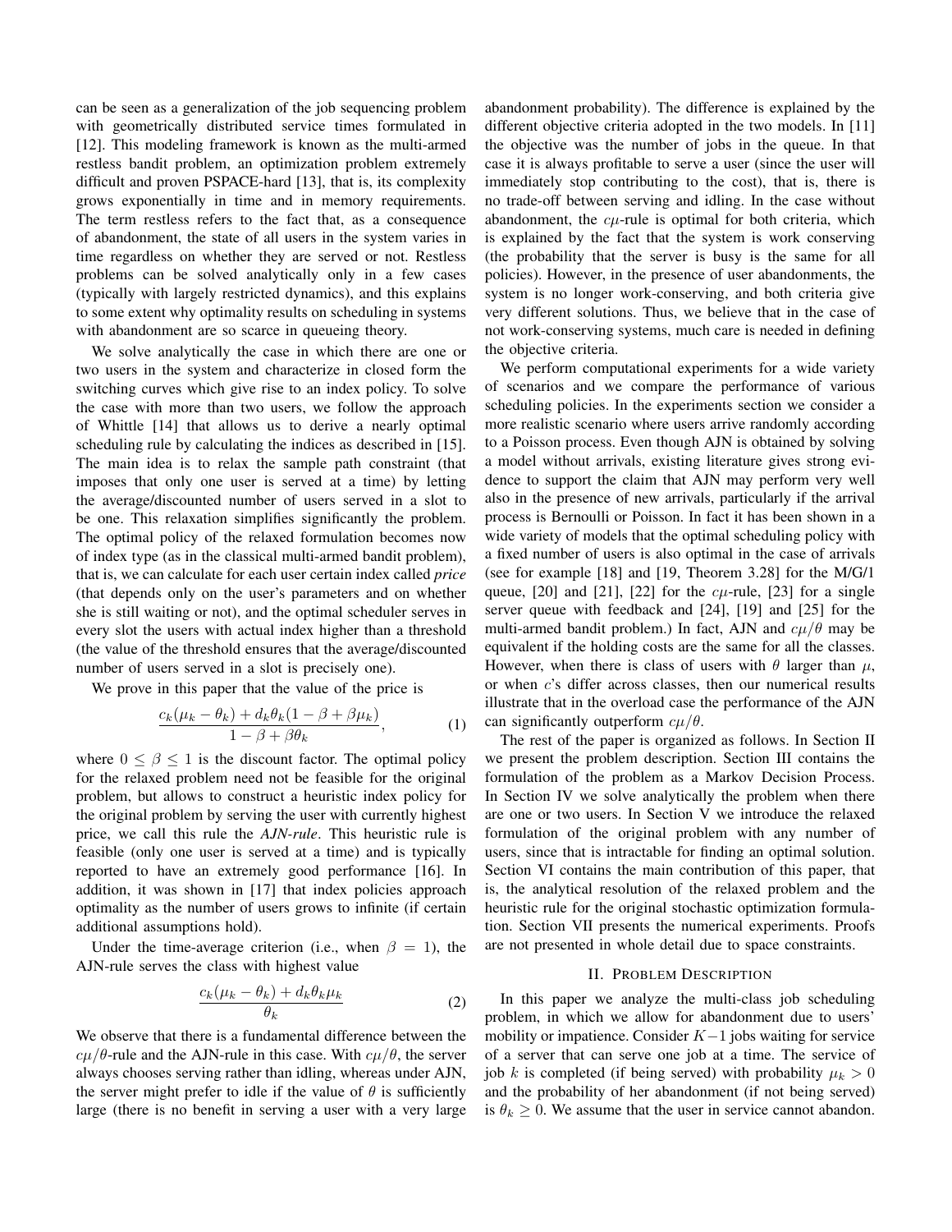can be seen as a generalization of the job sequencing problem with geometrically distributed service times formulated in [12]. This modeling framework is known as the multi-armed restless bandit problem, an optimization problem extremely difficult and proven PSPACE-hard [13], that is, its complexity grows exponentially in time and in memory requirements. The term restless refers to the fact that, as a consequence of abandonment, the state of all users in the system varies in time regardless on whether they are served or not. Restless problems can be solved analytically only in a few cases (typically with largely restricted dynamics), and this explains to some extent why optimality results on scheduling in systems with abandonment are so scarce in queueing theory.

We solve analytically the case in which there are one or two users in the system and characterize in closed form the switching curves which give rise to an index policy. To solve the case with more than two users, we follow the approach of Whittle [14] that allows us to derive a nearly optimal scheduling rule by calculating the indices as described in [15]. The main idea is to relax the sample path constraint (that imposes that only one user is served at a time) by letting the average/discounted number of users served in a slot to be one. This relaxation simplifies significantly the problem. The optimal policy of the relaxed formulation becomes now of index type (as in the classical multi-armed bandit problem), that is, we can calculate for each user certain index called *price* (that depends only on the user's parameters and on whether she is still waiting or not), and the optimal scheduler serves in every slot the users with actual index higher than a threshold (the value of the threshold ensures that the average/discounted number of users served in a slot is precisely one).

We prove in this paper that the value of the price is

$$\frac{c_k(\mu_k - \theta_k) + d_k\theta_k(1 - \beta + \beta\mu_k)}{1 - \beta + \beta\theta_k}, \tag{1}$$

where $0 \leq \beta \leq 1$ is the discount factor. The optimal policy for the relaxed problem need not be feasible for the original problem, but allows to construct a heuristic index policy for the original problem by serving the user with currently highest price, we call this rule the *AJN-rule*. This heuristic rule is feasible (only one user is served at a time) and is typically reported to have an extremely good performance [16]. In addition, it was shown in [17] that index policies approach optimality as the number of users grows to infinite (if certain additional assumptions hold).

Under the time-average criterion (i.e., when $\beta = 1$), the AJN-rule serves the class with highest value

$$\frac{c_k(\mu_k - \theta_k) + d_k\theta_k\mu_k}{\theta_k} \tag{2}$$

We observe that there is a fundamental difference between the $c\mu/\theta$-rule and the AJN-rule in this case. With $c\mu/\theta$, the server always chooses serving rather than idling, whereas under AJN, the server might prefer to idle if the value of $\theta$ is sufficiently large (there is no benefit in serving a user with a very large abandonment probability). The difference is explained by the different objective criteria adopted in the two models. In [11] the objective was the number of jobs in the queue. In that case it is always profitable to serve a user (since the user will immediately stop contributing to the cost), that is, there is no trade-off between serving and idling. In the case without abandonment, the $c\mu$-rule is optimal for both criteria, which is explained by the fact that the system is work conserving (the probability that the server is busy is the same for all policies). However, in the presence of user abandonments, the system is no longer work-conserving, and both criteria give very different solutions. Thus, we believe that in the case of not work-conserving systems, much care is needed in defining the objective criteria.

We perform computational experiments for a wide variety of scenarios and we compare the performance of various scheduling policies. In the experiments section we consider a more realistic scenario where users arrive randomly according to a Poisson process. Even though AJN is obtained by solving a model without arrivals, existing literature gives strong evidence to support the claim that AJN may perform very well also in the presence of new arrivals, particularly if the arrival process is Bernoulli or Poisson. In fact it has been shown in a wide variety of models that the optimal scheduling policy with a fixed number of users is also optimal in the case of arrivals (see for example [18] and [19, Theorem 3.28] for the M/G/1 queue, [20] and [21], [22] for the $c\mu$-rule, [23] for a single server queue with feedback and [24], [19] and [25] for the multi-armed bandit problem.) In fact, AJN and $c\mu/\theta$ may be equivalent if the holding costs are the same for all the classes. However, when there is class of users with $\theta$ larger than $\mu$, or when $c$'s differ across classes, then our numerical results illustrate that in the overload case the performance of the AJN can significantly outperform $c\mu/\theta$.

The rest of the paper is organized as follows. In Section II we present the problem description. Section III contains the formulation of the problem as a Markov Decision Process. In Section IV we solve analytically the problem when there are one or two users. In Section V we introduce the relaxed formulation of the original problem with any number of users, since that is intractable for finding an optimal solution. Section VI contains the main contribution of this paper, that is, the analytical resolution of the relaxed problem and the heuristic rule for the original stochastic optimization formulation. Section VII presents the numerical experiments. Proofs are not presented in whole detail due to space constraints.

## II. Problem Description

In this paper we analyze the multi-class job scheduling problem, in which we allow for abandonment due to users' mobility or impatience. Consider $K-1$ jobs waiting for service of a server that can serve one job at a time. The service of job $k$ is completed (if being served) with probability $\mu_k > 0$ and the probability of her abandonment (if not being served) is $\theta_k \geq 0$. We assume that the user in service cannot abandon.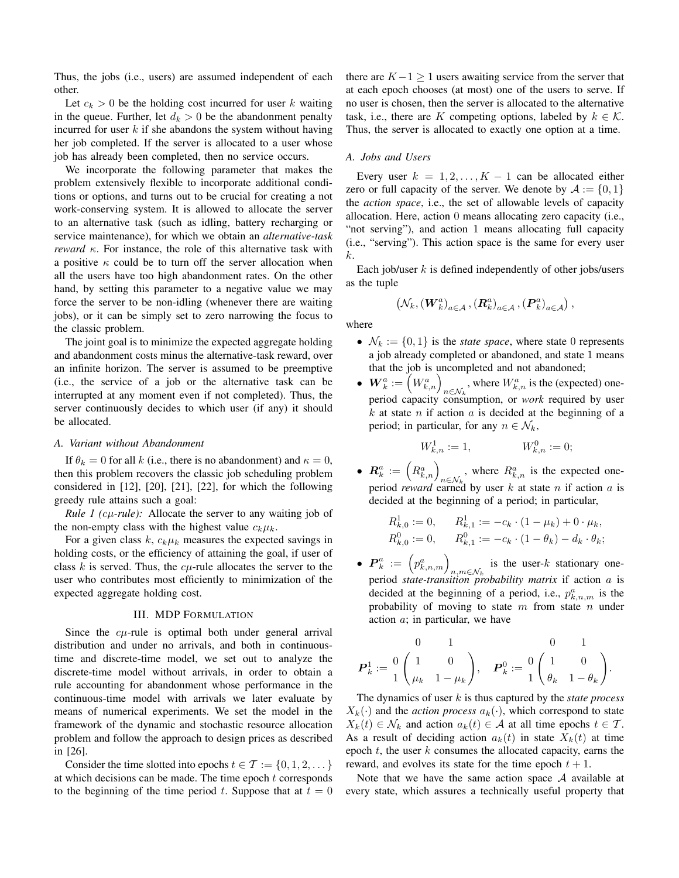Thus, the jobs (i.e., users) are assumed independent of each other.

Let $c_k > 0$ be the holding cost incurred for user $k$ waiting in the queue. Further, let $d_k > 0$ be the abandonment penalty incurred for user $k$ if she abandons the system without having her job completed. If the server is allocated to a user whose job has already been completed, then no service occurs.

We incorporate the following parameter that makes the problem extensively flexible to incorporate additional conditions or options, and turns out to be crucial for creating a not work-conserving system. It is allowed to allocate the server to an alternative task (such as idling, battery recharging or service maintenance), for which we obtain an *alternative-task reward* $\kappa$. For instance, the role of this alternative task with a positive $\kappa$ could be to turn off the server allocation when all the users have too high abandonment rates. On the other hand, by setting this parameter to a negative value we may force the server to be non-idling (whenever there are waiting jobs), or it can be simply set to zero narrowing the focus to the classic problem.

The joint goal is to minimize the expected aggregate holding and abandonment costs minus the alternative-task reward, over an infinite horizon. The server is assumed to be preemptive (i.e., the service of a job or the alternative task can be interrupted at any moment even if not completed). Thus, the server continuously decides to which user (if any) it should be allocated.

### A. Variant without Abandonment

If $\theta_k = 0$ for all $k$ (i.e., there is no abandonment) and $\kappa = 0$, then this problem recovers the classic job scheduling problem considered in [12], [20], [21], [22], for which the following greedy rule attains such a goal:

*Rule 1 ($c\mu$-rule):* Allocate the server to any waiting job of the non-empty class with the highest value $c_k\mu_k$.

For a given class $k$, $c_k\mu_k$ measures the expected savings in holding costs, or the efficiency of attaining the goal, if user of class $k$ is served. Thus, the $c\mu$-rule allocates the server to the user who contributes most efficiently to minimization of the expected aggregate holding cost.

## III. MDP Formulation

Since the $c\mu$-rule is optimal both under general arrival distribution and under no arrivals, and both in continuous-time and discrete-time model, we set out to analyze the discrete-time model without arrivals, in order to obtain a rule accounting for abandonment whose performance in the continuous-time model with arrivals we later evaluate by means of numerical experiments. We set the model in the framework of the dynamic and stochastic resource allocation problem and follow the approach to design prices as described in [26].

Consider the time slotted into epochs $t \in \mathcal{T} := \{0, 1, 2, \dots\}$ at which decisions can be made. The time epoch $t$ corresponds to the beginning of the time period $t$. Suppose that at $t = 0$ there are $K-1 \geq 1$ users awaiting service from the server that at each epoch chooses (at most) one of the users to serve. If no user is chosen, then the server is allocated to the alternative task, i.e., there are $K$ competing options, labeled by $k \in \mathcal{K}$. Thus, the server is allocated to exactly one option at a time.

### A. Jobs and Users

Every user $k = 1, 2, \dots, K-1$ can be allocated either zero or full capacity of the server. We denote by $\mathcal{A} := \{0, 1\}$ the *action space*, i.e., the set of allowable levels of capacity allocation. Here, action 0 means allocating zero capacity (i.e., "not serving"), and action 1 means allocating full capacity (i.e., "serving"). This action space is the same for every user $k$.

Each job/user $k$ is defined independently of other jobs/users as the tuple

$$\left(\mathcal{N}_k, (\boldsymbol{W}_k^a)_{a\in\mathcal{A}}, (\boldsymbol{R}_k^a)_{a\in\mathcal{A}}, (\boldsymbol{P}_k^a)_{a\in\mathcal{A}}\right),$$

where

- $\mathcal{N}_k := \{0, 1\}$ is the *state space*, where state 0 represents a job already completed or abandoned, and state 1 means that the job is uncompleted and not abandoned;
- $\boldsymbol{W}_k^a := \left(W_{k,n}^a\right)_{n\in\mathcal{N}_k}$, where $W_{k,n}^a$ is the (expected) one-period capacity consumption, or *work* required by user $k$ at state $n$ if action $a$ is decided at the beginning of a period; in particular, for any $n \in \mathcal{N}_k$,
$$W_{k,n}^1 := 1, \qquad W_{k,n}^0 := 0;$$
- $\boldsymbol{R}_k^a := \left(R_{k,n}^a\right)_{n\in\mathcal{N}_k}$, where $R_{k,n}^a$ is the expected one-period *reward* earned by user $k$ at state $n$ if action $a$ is decided at the beginning of a period; in particular,
$$\begin{aligned} R_{k,0}^1 &:= 0, \qquad R_{k,1}^1 := -c_k \cdot (1-\mu_k) + 0 \cdot \mu_k, \\ R_{k,0}^0 &:= 0, \qquad R_{k,1}^0 := -c_k \cdot (1-\theta_k) - d_k \cdot \theta_k; \end{aligned}$$
- $\boldsymbol{P}_k^a := \left(p_{k,n,m}^a\right)_{n,m\in\mathcal{N}_k}$ is the user-$k$ stationary one-period *state-transition probability matrix* if action $a$ is decided at the beginning of a period, i.e., $p_{k,n,m}^a$ is the probability of moving to state $m$ from state $n$ under action $a$; in particular, we have

$$\boldsymbol{P}_k^1 := \begin{matrix} & \begin{matrix} 0 & \quad 1 \end{matrix} \\ \begin{matrix} 0 \\ 1 \end{matrix} & \begin{pmatrix} 1 & 0 \\ \mu_k & 1-\mu_k \end{pmatrix} \end{matrix}, \quad \boldsymbol{P}_k^0 := \begin{matrix} & \begin{matrix} 0 & \quad 1 \end{matrix} \\ \begin{matrix} 0 \\ 1 \end{matrix} & \begin{pmatrix} 1 & 0 \\ \theta_k & 1-\theta_k \end{pmatrix} \end{matrix}.$$

The dynamics of user $k$ is thus captured by the *state process* $X_k(\cdot)$ and the *action process* $a_k(\cdot)$, which correspond to state $X_k(t) \in \mathcal{N}_k$ and action $a_k(t) \in \mathcal{A}$ at all time epochs $t \in \mathcal{T}$. As a result of deciding action $a_k(t)$ in state $X_k(t)$ at time epoch $t$, the user $k$ consumes the allocated capacity, earns the reward, and evolves its state for the time epoch $t+1$.

Note that we have the same action space $\mathcal{A}$ available at every state, which assures a technically useful property that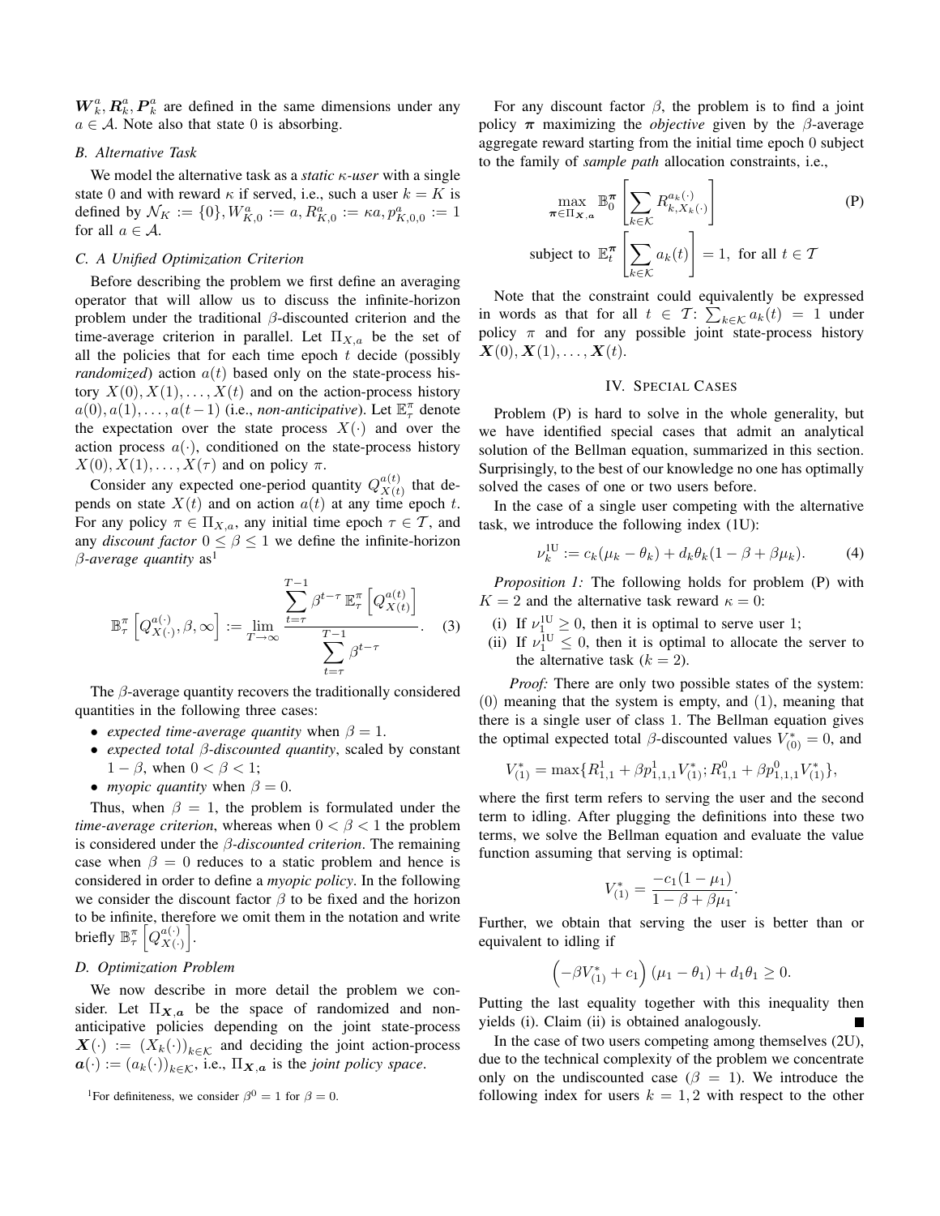$\boldsymbol{W}_k^a, \boldsymbol{R}_k^a, \boldsymbol{P}_k^a$ are defined in the same dimensions under any $a \in \mathcal{A}$. Note also that state 0 is absorbing.

### B. Alternative Task

We model the alternative task as a *static $\kappa$-user* with a single state 0 and with reward $\kappa$ if served, i.e., such a user $k = K$ is defined by $\mathcal{N}_K := \{0\}, W_{K,0}^a := a, R_{K,0}^a := \kappa a, p_{K,0,0}^a := 1$ for all $a \in \mathcal{A}$.

### C. A Unified Optimization Criterion

Before describing the problem we first define an averaging operator that will allow us to discuss the infinite-horizon problem under the traditional $\beta$-discounted criterion and the time-average criterion in parallel. Let $\Pi_{X,a}$ be the set of all the policies that for each time epoch $t$ decide (possibly *randomized*) action $a(t)$ based only on the state-process history $X(0), X(1), \ldots, X(t)$ and on the action-process history $a(0), a(1), \ldots, a(t-1)$ (i.e., *non-anticipative*). Let $\mathbb{E}_\tau^\pi$ denote the expectation over the state process $X(\cdot)$ and over the action process $a(\cdot)$, conditioned on the state-process history $X(0), X(1), \ldots, X(\tau)$ and on policy $\pi$.

Consider any expected one-period quantity $Q_{X(t)}^{a(t)}$ that depends on state $X(t)$ and on action $a(t)$ at any time epoch $t$. For any policy $\pi \in \Pi_{X,a}$, any initial time epoch $\tau \in \mathcal{T}$, and any *discount factor* $0 \leq \beta \leq 1$ we define the infinite-horizon *$\beta$-average quantity* as[1]

$$
\mathbb{B}_\tau^\pi \left[ Q_{X(\cdot)}^{a(\cdot)}, \beta, \infty \right] := \lim_{T \to \infty} \frac{\displaystyle\sum_{t=\tau}^{T-1} \beta^{t-\tau} \, \mathbb{E}_\tau^\pi \left[ Q_{X(t)}^{a(t)} \right]}{\displaystyle\sum_{t=\tau}^{T-1} \beta^{t-\tau}}. \quad (3)
$$

The $\beta$-average quantity recovers the traditionally considered quantities in the following three cases:

- *expected time-average quantity* when $\beta = 1$.
- *expected total $\beta$-discounted quantity*, scaled by constant $1 - \beta$, when $0 < \beta < 1$;
- *myopic quantity* when $\beta = 0$.

Thus, when $\beta = 1$, the problem is formulated under the *time-average criterion*, whereas when $0 < \beta < 1$ the problem is considered under the *$\beta$-discounted criterion*. The remaining case when $\beta = 0$ reduces to a static problem and hence is considered in order to define a *myopic policy*. In the following we consider the discount factor $\beta$ to be fixed and the horizon to be infinite, therefore we omit them in the notation and write briefly $\mathbb{B}_\tau^\pi \left[ Q_{X(\cdot)}^{a(\cdot)} \right]$.

### D. Optimization Problem

We now describe in more detail the problem we consider. Let $\Pi_{\boldsymbol{X},\boldsymbol{a}}$ be the space of randomized and non-anticipative policies depending on the joint state-process $\boldsymbol{X}(\cdot) := (X_k(\cdot))_{k \in \mathcal{K}}$ and deciding the joint action-process $\boldsymbol{a}(\cdot) := (a_k(\cdot))_{k \in \mathcal{K}}$, i.e., $\Pi_{\boldsymbol{X},\boldsymbol{a}}$ is the *joint policy space*.

[1] For definiteness, we consider $\beta^0 = 1$ for $\beta = 0$.

For any discount factor $\beta$, the problem is to find a joint policy $\boldsymbol{\pi}$ maximizing the *objective* given by the $\beta$-average aggregate reward starting from the initial time epoch 0 subject to the family of *sample path* allocation constraints, i.e.,

$$
\max_{\boldsymbol{\pi} \in \Pi_{\boldsymbol{X},\boldsymbol{a}}} \mathbb{B}_0^{\boldsymbol{\pi}} \left[ \sum_{k \in \mathcal{K}} R_{k, X_k(\cdot)}^{a_k(\cdot)} \right] \quad \text{(P)}
$$

$$
\text{subject to } \mathbb{E}_t^{\boldsymbol{\pi}} \left[ \sum_{k \in \mathcal{K}} a_k(t) \right] = 1, \text{ for all } t \in \mathcal{T}
$$

Note that the constraint could equivalently be expressed in words as that for all $t \in \mathcal{T}$: $\sum_{k \in \mathcal{K}} a_k(t) = 1$ under policy $\pi$ and for any possible joint state-process history $\boldsymbol{X}(0), \boldsymbol{X}(1), \ldots, \boldsymbol{X}(t)$.

## IV. Special Cases

Problem (P) is hard to solve in the whole generality, but we have identified special cases that admit an analytical solution of the Bellman equation, summarized in this section. Surprisingly, to the best of our knowledge no one has optimally solved the cases of one or two users before.

In the case of a single user competing with the alternative task, we introduce the following index (1U):

$$
\nu_k^{1\mathrm{U}} := c_k(\mu_k - \theta_k) + d_k \theta_k (1 - \beta + \beta \mu_k). \quad (4)
$$

*Proposition 1:* The following holds for problem (P) with $K = 2$ and the alternative task reward $\kappa = 0$:

(i) If $\nu_1^{1\mathrm{U}} \geq 0$, then it is optimal to serve user 1;
(ii) If $\nu_1^{1\mathrm{U}} \leq 0$, then it is optimal to allocate the server to the alternative task ($k = 2$).

*Proof:* There are only two possible states of the system: (0) meaning that the system is empty, and (1), meaning that there is a single user of class 1. The Bellman equation gives the optimal expected total $\beta$-discounted values $V_{(0)}^* = 0$, and

$$
V_{(1)}^* = \max\{R_{1,1}^1 + \beta p_{1,1,1}^1 V_{(1)}^*; R_{1,1}^0 + \beta p_{1,1,1}^0 V_{(1)}^*\},
$$

where the first term refers to serving the user and the second term to idling. After plugging the definitions into these two terms, we solve the Bellman equation and evaluate the value function assuming that serving is optimal:

$$
V_{(1)}^* = \frac{-c_1(1 - \mu_1)}{1 - \beta + \beta \mu_1}.
$$

Further, we obtain that serving the user is better than or equivalent to idling if

$$
\left( -\beta V_{(1)}^* + c_1 \right) (\mu_1 - \theta_1) + d_1 \theta_1 \geq 0.
$$

Putting the last equality together with this inequality then yields (i). Claim (ii) is obtained analogously. ∎

In the case of two users competing among themselves (2U), due to the technical complexity of the problem we concentrate only on the undiscounted case ($\beta = 1$). We introduce the following index for users $k = 1, 2$ with respect to the other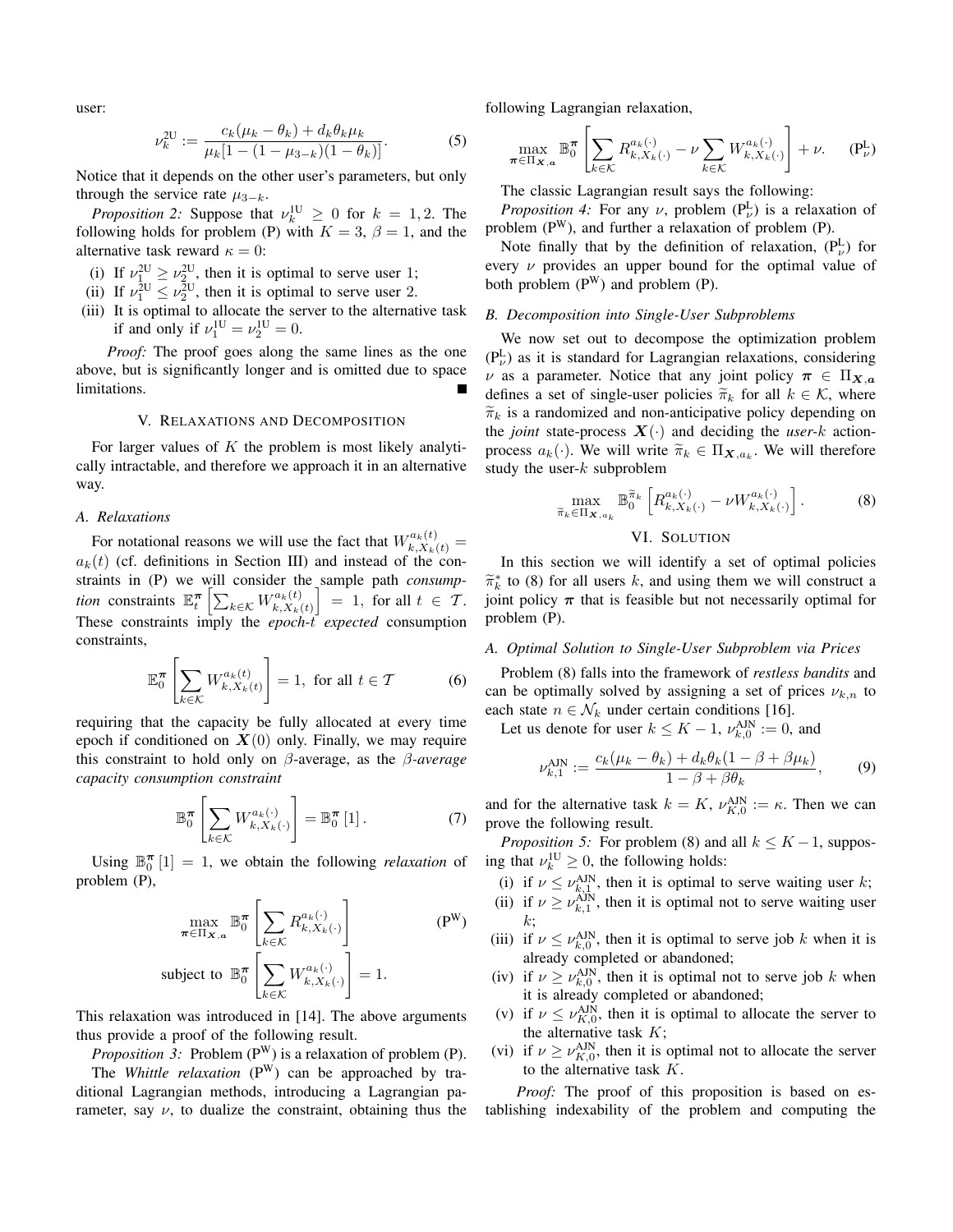user:

$$\nu_k^{2\mathrm{U}} := \frac{c_k(\mu_k - \theta_k) + d_k \theta_k \mu_k}{\mu_k[1 - (1 - \mu_{3-k})(1 - \theta_k)]}. \tag{5}$$

Notice that it depends on the other user's parameters, but only through the service rate $\mu_{3-k}$.

*Proposition 2:* Suppose that $\nu_k^{1\mathrm{U}} \geq 0$ for $k = 1, 2$. The following holds for problem (P) with $K = 3$, $\beta = 1$, and the alternative task reward $\kappa = 0$:

(i) If $\nu_1^{2\mathrm{U}} \geq \nu_2^{2\mathrm{U}}$, then it is optimal to serve user 1;
(ii) If $\nu_1^{2\mathrm{U}} \leq \nu_2^{2\mathrm{U}}$, then it is optimal to serve user 2.
(iii) It is optimal to allocate the server to the alternative task if and only if $\nu_1^{1\mathrm{U}} = \nu_2^{1\mathrm{U}} = 0$.

*Proof:* The proof goes along the same lines as the one above, but is significantly longer and is omitted due to space limitations. ∎

## V. Relaxations and Decomposition

For larger values of $K$ the problem is most likely analytically intractable, and therefore we approach it in an alternative way.

### A. Relaxations

For notational reasons we will use the fact that $W_{k,X_k(t)}^{a_k(t)} = a_k(t)$ (cf. definitions in Section III) and instead of the constraints in (P) we will consider the sample path *consumption* constraints $\mathbb{E}_t^{\boldsymbol{\pi}}\left[\sum_{k\in\mathcal{K}} W_{k,X_k(t)}^{a_k(t)}\right] = 1$, for all $t \in \mathcal{T}$. These constraints imply the *epoch-t expected* consumption constraints,

$$\mathbb{E}_0^{\boldsymbol{\pi}}\left[\sum_{k\in\mathcal{K}} W_{k,X_k(t)}^{a_k(t)}\right] = 1, \text{ for all } t \in \mathcal{T} \tag{6}$$

requiring that the capacity be fully allocated at every time epoch if conditioned on $\boldsymbol{X}(0)$ only. Finally, we may require this constraint to hold only on $\beta$-average, as the *$\beta$-average capacity consumption constraint*

$$\mathbb{B}_0^{\boldsymbol{\pi}}\left[\sum_{k\in\mathcal{K}} W_{k,X_k(\cdot)}^{a_k(\cdot)}\right] = \mathbb{B}_0^{\boldsymbol{\pi}}[1]. \tag{7}$$

Using $\mathbb{B}_0^{\boldsymbol{\pi}}[1] = 1$, we obtain the following *relaxation* of problem (P),

$$\max_{\boldsymbol{\pi}\in\Pi_{\boldsymbol{X},\boldsymbol{a}}} \mathbb{B}_0^{\boldsymbol{\pi}}\left[\sum_{k\in\mathcal{K}} R_{k,X_k(\cdot)}^{a_k(\cdot)}\right] \tag{$\mathrm{P^W}$}$$
$$\text{subject to } \mathbb{B}_0^{\boldsymbol{\pi}}\left[\sum_{k\in\mathcal{K}} W_{k,X_k(\cdot)}^{a_k(\cdot)}\right] = 1.$$

This relaxation was introduced in [14]. The above arguments thus provide a proof of the following result.

*Proposition 3:* Problem ($\mathrm{P^W}$) is a relaxation of problem (P).

The *Whittle relaxation* ($\mathrm{P^W}$) can be approached by traditional Lagrangian methods, introducing a Lagrangian parameter, say $\nu$, to dualize the constraint, obtaining thus the following Lagrangian relaxation,

$$\max_{\boldsymbol{\pi}\in\Pi_{\boldsymbol{X},\boldsymbol{a}}} \mathbb{B}_0^{\boldsymbol{\pi}}\left[\sum_{k\in\mathcal{K}} R_{k,X_k(\cdot)}^{a_k(\cdot)} - \nu \sum_{k\in\mathcal{K}} W_{k,X_k(\cdot)}^{a_k(\cdot)}\right] + \nu. \tag{$\mathrm{P}_\nu^{\mathrm{L}}$}$$

The classic Lagrangian result says the following:

*Proposition 4:* For any $\nu$, problem ($\mathrm{P}_\nu^{\mathrm{L}}$) is a relaxation of problem ($\mathrm{P^W}$), and further a relaxation of problem (P).

Note finally that by the definition of relaxation, ($\mathrm{P}_\nu^{\mathrm{L}}$) for every $\nu$ provides an upper bound for the optimal value of both problem ($\mathrm{P^W}$) and problem (P).

### B. Decomposition into Single-User Subproblems

We now set out to decompose the optimization problem ($\mathrm{P}_\nu^{\mathrm{L}}$) as it is standard for Lagrangian relaxations, considering $\nu$ as a parameter. Notice that any joint policy $\boldsymbol{\pi} \in \Pi_{\boldsymbol{X},\boldsymbol{a}}$ defines a set of single-user policies $\widetilde{\pi}_k$ for all $k \in \mathcal{K}$, where $\widetilde{\pi}_k$ is a randomized and non-anticipative policy depending on the *joint* state-process $\boldsymbol{X}(\cdot)$ and deciding the *user-k* action-process $a_k(\cdot)$. We will write $\widetilde{\pi}_k \in \Pi_{\boldsymbol{X},a_k}$. We will therefore study the user-$k$ subproblem

$$\max_{\widetilde{\pi}_k\in\Pi_{\boldsymbol{X},a_k}} \mathbb{B}_0^{\widetilde{\pi}_k}\left[R_{k,X_k(\cdot)}^{a_k(\cdot)} - \nu W_{k,X_k(\cdot)}^{a_k(\cdot)}\right]. \tag{8}$$

## VI. Solution

In this section we will identify a set of optimal policies $\widetilde{\pi}_k^*$ to (8) for all users $k$, and using them we will construct a joint policy $\boldsymbol{\pi}$ that is feasible but not necessarily optimal for problem (P).

### A. Optimal Solution to Single-User Subproblem via Prices

Problem (8) falls into the framework of *restless bandits* and can be optimally solved by assigning a set of prices $\nu_{k,n}$ to each state $n \in \mathcal{N}_k$ under certain conditions [16].

Let us denote for user $k \leq K-1$, $\nu_{k,0}^{\mathrm{AJN}} := 0$, and

$$\nu_{k,1}^{\mathrm{AJN}} := \frac{c_k(\mu_k - \theta_k) + d_k\theta_k(1 - \beta + \beta\mu_k)}{1 - \beta + \beta\theta_k}, \tag{9}$$

and for the alternative task $k = K$, $\nu_{K,0}^{\mathrm{AJN}} := \kappa$. Then we can prove the following result.

*Proposition 5:* For problem (8) and all $k \leq K-1$, supposing that $\nu_k^{1\mathrm{U}} \geq 0$, the following holds:

(i) if $\nu \leq \nu_{k,1}^{\mathrm{AJN}}$, then it is optimal to serve waiting user $k$;
(ii) if $\nu \geq \nu_{k,1}^{\mathrm{AJN}}$, then it is optimal not to serve waiting user $k$;
(iii) if $\nu \leq \nu_{k,0}^{\mathrm{AJN}}$, then it is optimal to serve job $k$ when it is already completed or abandoned;
(iv) if $\nu \geq \nu_{k,0}^{\mathrm{AJN}}$, then it is optimal not to serve job $k$ when it is already completed or abandoned;
(v) if $\nu \leq \nu_{K,0}^{\mathrm{AJN}}$, then it is optimal to allocate the server to the alternative task $K$;
(vi) if $\nu \geq \nu_{K,0}^{\mathrm{AJN}}$, then it is optimal not to allocate the server to the alternative task $K$.

*Proof:* The proof of this proposition is based on establishing indexability of the problem and computing the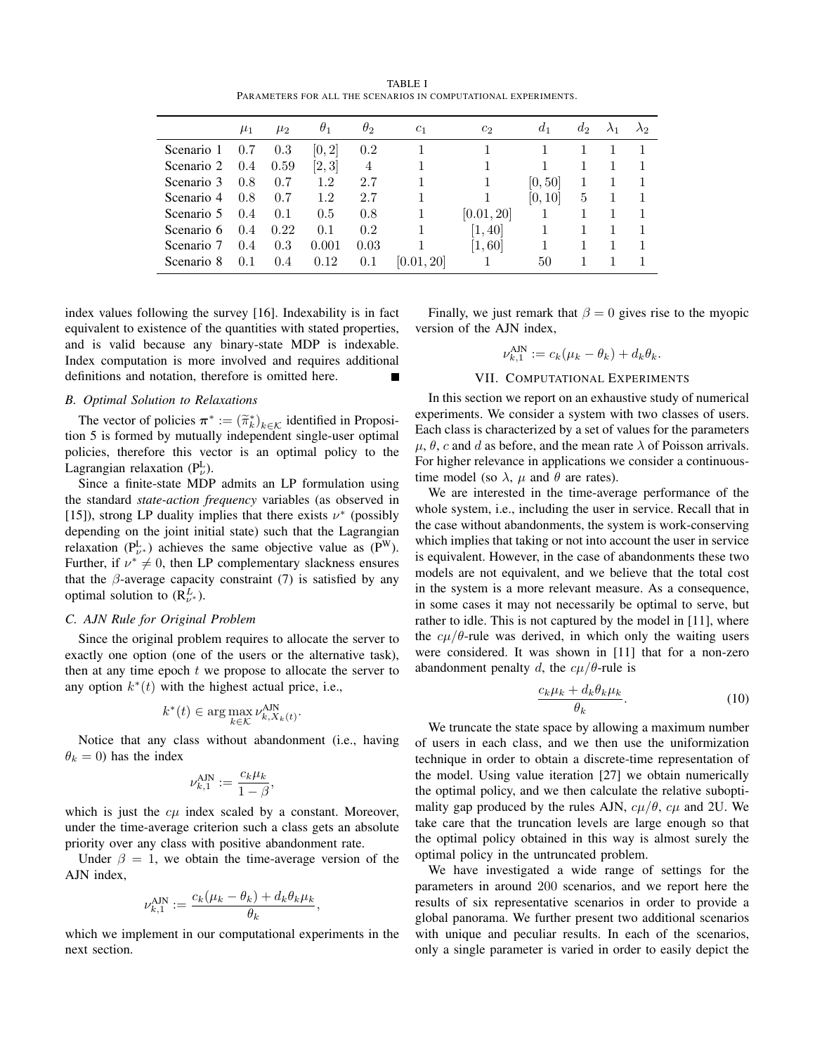TABLE I
PARAMETERS FOR ALL THE SCENARIOS IN COMPUTATIONAL EXPERIMENTS.

| | $\mu_1$ | $\mu_2$ | $\theta_1$ | $\theta_2$ | $c_1$ | $c_2$ | $d_1$ | $d_2$ | $\lambda_1$ | $\lambda_2$ |
|---|---|---|---|---|---|---|---|---|---|---|
| Scenario 1 | 0.7 | 0.3 | $[0, 2]$ | 0.2 | 1 | 1 | 1 | 1 | 1 | 1 |
| Scenario 2 | 0.4 | 0.59 | $[2, 3]$ | 4 | 1 | 1 | 1 | 1 | 1 | 1 |
| Scenario 3 | 0.8 | 0.7 | 1.2 | 2.7 | 1 | 1 | $[0, 50]$ | 1 | 1 | 1 |
| Scenario 4 | 0.8 | 0.7 | 1.2 | 2.7 | 1 | 1 | $[0, 10]$ | 5 | 1 | 1 |
| Scenario 5 | 0.4 | 0.1 | 0.5 | 0.8 | 1 | $[0.01, 20]$ | 1 | 1 | 1 | 1 |
| Scenario 6 | 0.4 | 0.22 | 0.1 | 0.2 | 1 | $[1, 40]$ | 1 | 1 | 1 | 1 |
| Scenario 7 | 0.4 | 0.3 | 0.001 | 0.03 | 1 | $[1, 60]$ | 1 | 1 | 1 | 1 |
| Scenario 8 | 0.1 | 0.4 | 0.12 | 0.1 | $[0.01, 20]$ | 1 | 50 | 1 | 1 | 1 |

index values following the survey [16]. Indexability is in fact equivalent to existence of the quantities with stated properties, and is valid because any binary-state MDP is indexable. Index computation is more involved and requires additional definitions and notation, therefore is omitted here. ∎

### B. Optimal Solution to Relaxations

The vector of policies $\boldsymbol{\pi}^* := (\widetilde{\pi}_k^*)_{k\in\mathcal{K}}$ identified in Proposition 5 is formed by mutually independent single-user optimal policies, therefore this vector is an optimal policy to the Lagrangian relaxation $(\mathrm{P}_\nu^{\mathrm{L}})$.

Since a finite-state MDP admits an LP formulation using the standard *state-action frequency* variables (as observed in [15]), strong LP duality implies that there exists $\nu^*$ (possibly depending on the joint initial state) such that the Lagrangian relaxation $(\mathrm{P}_{\nu^*}^{\mathrm{L}})$ achieves the same objective value as $(\mathrm{P}^{\mathrm{W}})$. Further, if $\nu^* \neq 0$, then LP complementary slackness ensures that the $\beta$-average capacity constraint (7) is satisfied by any optimal solution to $(\mathrm{R}_{\nu^*}^{L})$.

### C. AJN Rule for Original Problem

Since the original problem requires to allocate the server to exactly one option (one of the users or the alternative task), then at any time epoch $t$ we propose to allocate the server to any option $k^*(t)$ with the highest actual price, i.e.,

$$k^*(t) \in \arg\max_{k\in\mathcal{K}} \nu_{k,X_k(t)}^{\mathrm{AJN}}.$$

Notice that any class without abandonment (i.e., having $\theta_k = 0$) has the index

$$\nu_{k,1}^{\mathrm{AJN}} := \frac{c_k\mu_k}{1-\beta},$$

which is just the $c\mu$ index scaled by a constant. Moreover, under the time-average criterion such a class gets an absolute priority over any class with positive abandonment rate.

Under $\beta = 1$, we obtain the time-average version of the AJN index,

$$\nu_{k,1}^{\mathrm{AJN}} := \frac{c_k(\mu_k - \theta_k) + d_k\theta_k\mu_k}{\theta_k},$$

which we implement in our computational experiments in the next section.

Finally, we just remark that $\beta = 0$ gives rise to the myopic version of the AJN index,

$$\nu_{k,1}^{\mathrm{AJN}} := c_k(\mu_k - \theta_k) + d_k\theta_k.$$

## VII. COMPUTATIONAL EXPERIMENTS

In this section we report on an exhaustive study of numerical experiments. We consider a system with two classes of users. Each class is characterized by a set of values for the parameters $\mu$, $\theta$, $c$ and $d$ as before, and the mean rate $\lambda$ of Poisson arrivals. For higher relevance in applications we consider a continuous-time model (so $\lambda$, $\mu$ and $\theta$ are rates).

We are interested in the time-average performance of the whole system, i.e., including the user in service. Recall that in the case without abandonments, the system is work-conserving which implies that taking or not into account the user in service is equivalent. However, in the case of abandonments these two models are not equivalent, and we believe that the total cost in the system is a more relevant measure. As a consequence, in some cases it may not necessarily be optimal to serve, but rather to idle. This is not captured by the model in [11], where the $c\mu/\theta$-rule was derived, in which only the waiting users were considered. It was shown in [11] that for a non-zero abandonment penalty $d$, the $c\mu/\theta$-rule is

$$\frac{c_k\mu_k + d_k\theta_k\mu_k}{\theta_k}. \tag{10}$$

We truncate the state space by allowing a maximum number of users in each class, and we then use the uniformization technique in order to obtain a discrete-time representation of the model. Using value iteration [27] we obtain numerically the optimal policy, and we then calculate the relative suboptimality gap produced by the rules AJN, $c\mu/\theta$, $c\mu$ and 2U. We take care that the truncation levels are large enough so that the optimal policy obtained in this way is almost surely the optimal policy in the untruncated problem.

We have investigated a wide range of settings for the parameters in around 200 scenarios, and we report here the results of six representative scenarios in order to provide a global panorama. We further present two additional scenarios with unique and peculiar results. In each of the scenarios, only a single parameter is varied in order to easily depict the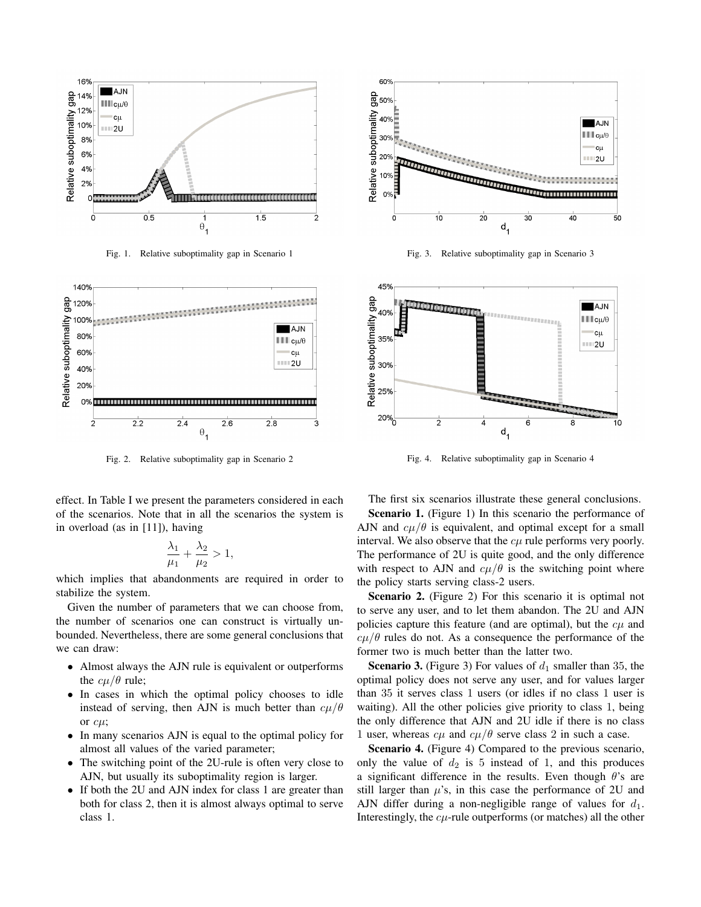Fig. 1. Relative suboptimality gap in Scenario 1

Fig. 2. Relative suboptimality gap in Scenario 2

Fig. 3. Relative suboptimality gap in Scenario 3

Fig. 4. Relative suboptimality gap in Scenario 4

effect. In Table I we present the parameters considered in each of the scenarios. Note that in all the scenarios the system is in overload (as in [11]), having

$$\frac{\lambda_1}{\mu_1} + \frac{\lambda_2}{\mu_2} > 1,$$

which implies that abandonments are required in order to stabilize the system.

Given the number of parameters that we can choose from, the number of scenarios one can construct is virtually unbounded. Nevertheless, there are some general conclusions that we can draw:

- Almost always the AJN rule is equivalent or outperforms the $c\mu/\theta$ rule;
- In cases in which the optimal policy chooses to idle instead of serving, then AJN is much better than $c\mu/\theta$ or $c\mu$;
- In many scenarios AJN is equal to the optimal policy for almost all values of the varied parameter;
- The switching point of the 2U-rule is often very close to AJN, but usually its suboptimality region is larger.
- If both the 2U and AJN index for class 1 are greater than both for class 2, then it is almost always optimal to serve class 1.

The first six scenarios illustrate these general conclusions.

**Scenario 1.** (Figure 1) In this scenario the performance of AJN and $c\mu/\theta$ is equivalent, and optimal except for a small interval. We also observe that the $c\mu$ rule performs very poorly. The performance of 2U is quite good, and the only difference with respect to AJN and $c\mu/\theta$ is the switching point where the policy starts serving class-2 users.

**Scenario 2.** (Figure 2) For this scenario it is optimal not to serve any user, and to let them abandon. The 2U and AJN policies capture this feature (and are optimal), but the $c\mu$ and $c\mu/\theta$ rules do not. As a consequence the performance of the former two is much better than the latter two.

**Scenario 3.** (Figure 3) For values of $d_1$ smaller than 35, the optimal policy does not serve any user, and for values larger than 35 it serves class 1 users (or idles if no class 1 user is waiting). All the other policies give priority to class 1, being the only difference that AJN and 2U idle if there is no class 1 user, whereas $c\mu$ and $c\mu/\theta$ serve class 2 in such a case.

**Scenario 4.** (Figure 4) Compared to the previous scenario, only the value of $d_2$ is 5 instead of 1, and this produces a significant difference in the results. Even though $\theta$'s are still larger than $\mu$'s, in this case the performance of 2U and AJN differ during a non-negligible range of values for $d_1$. Interestingly, the $c\mu$-rule outperforms (or matches) all the other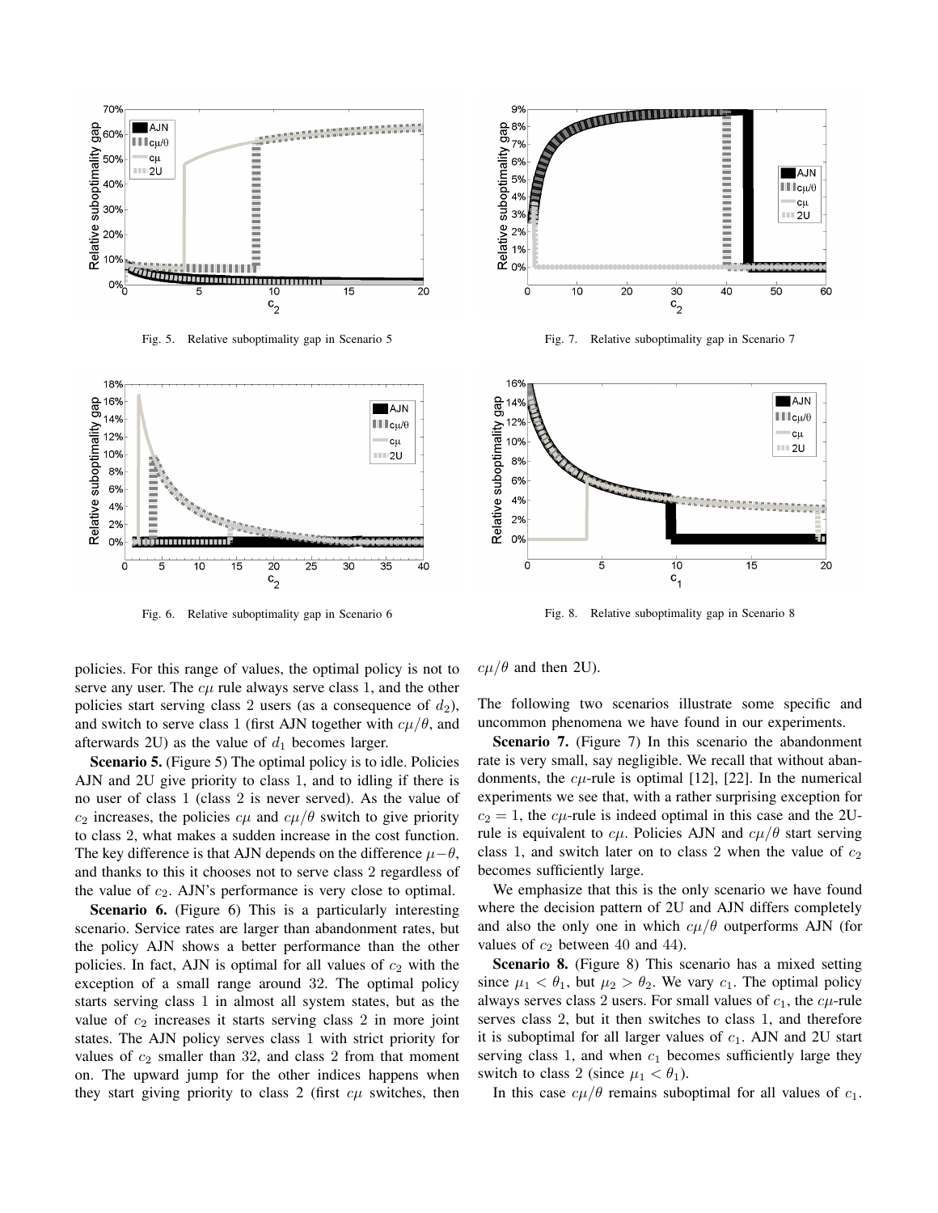Fig. 5. Relative suboptimality gap in Scenario 5

Fig. 6. Relative suboptimality gap in Scenario 6

Fig. 7. Relative suboptimality gap in Scenario 7

Fig. 8. Relative suboptimality gap in Scenario 8

policies. For this range of values, the optimal policy is not to serve any user. The $c\mu$ rule always serve class 1, and the other policies start serving class 2 users (as a consequence of $d_2$), and switch to serve class 1 (first AJN together with $c\mu/\theta$, and afterwards 2U) as the value of $d_1$ becomes larger.

**Scenario 5.** (Figure 5) The optimal policy is to idle. Policies AJN and 2U give priority to class 1, and to idling if there is no user of class 1 (class 2 is never served). As the value of $c_2$ increases, the policies $c\mu$ and $c\mu/\theta$ switch to give priority to class 2, what makes a sudden increase in the cost function. The key difference is that AJN depends on the difference $\mu-\theta$, and thanks to this it chooses not to serve class 2 regardless of the value of $c_2$. AJN's performance is very close to optimal.

**Scenario 6.** (Figure 6) This is a particularly interesting scenario. Service rates are larger than abandonment rates, but the policy AJN shows a better performance than the other policies. In fact, AJN is optimal for all values of $c_2$ with the exception of a small range around 32. The optimal policy starts serving class 1 in almost all system states, but as the value of $c_2$ increases it starts serving class 2 in more joint states. The AJN policy serves class 1 with strict priority for values of $c_2$ smaller than 32, and class 2 from that moment on. The upward jump for the other indices happens when they start giving priority to class 2 (first $c\mu$ switches, then $c\mu/\theta$ and then 2U).

The following two scenarios illustrate some specific and uncommon phenomena we have found in our experiments.

**Scenario 7.** (Figure 7) In this scenario the abandonment rate is very small, say negligible. We recall that without abandonments, the $c\mu$-rule is optimal [12], [22]. In the numerical experiments we see that, with a rather surprising exception for $c_2 = 1$, the $c\mu$-rule is indeed optimal in this case and the 2U-rule is equivalent to $c\mu$. Policies AJN and $c\mu/\theta$ start serving class 1, and switch later on to class 2 when the value of $c_2$ becomes sufficiently large.

We emphasize that this is the only scenario we have found where the decision pattern of 2U and AJN differs completely and also the only one in which $c\mu/\theta$ outperforms AJN (for values of $c_2$ between 40 and 44).

**Scenario 8.** (Figure 8) This scenario has a mixed setting since $\mu_1 < \theta_1$, but $\mu_2 > \theta_2$. We vary $c_1$. The optimal policy always serves class 2 users. For small values of $c_1$, the $c\mu$-rule serves class 2, but it then switches to class 1, and therefore it is suboptimal for all larger values of $c_1$. AJN and 2U start serving class 1, and when $c_1$ becomes sufficiently large they switch to class 2 (since $\mu_1 < \theta_1$).

In this case $c\mu/\theta$ remains suboptimal for all values of $c_1$.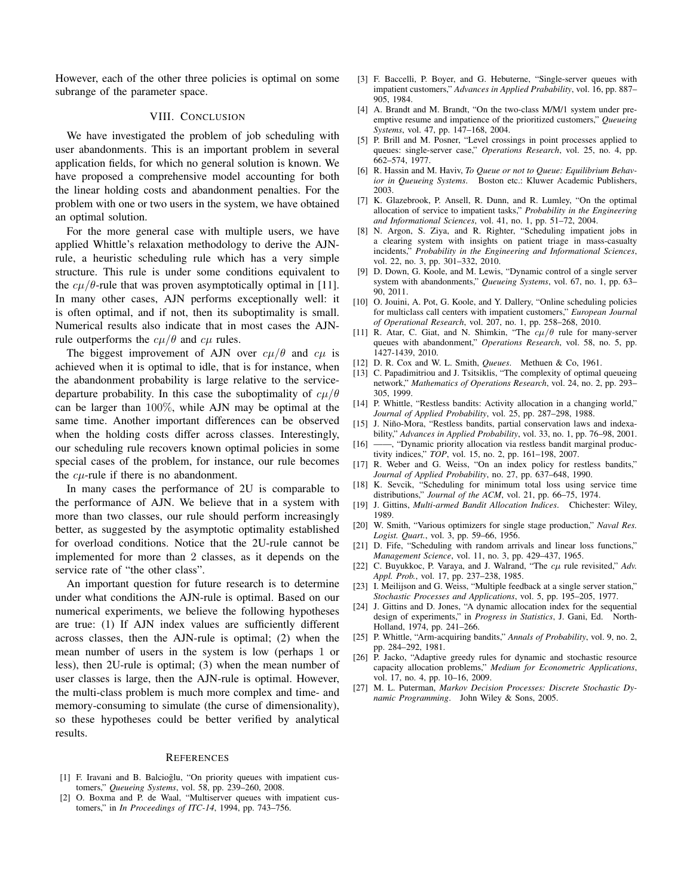However, each of the other three policies is optimal on some subrange of the parameter space.

## VIII. Conclusion

We have investigated the problem of job scheduling with user abandonments. This is an important problem in several application fields, for which no general solution is known. We have proposed a comprehensive model accounting for both the linear holding costs and abandonment penalties. For the problem with one or two users in the system, we have obtained an optimal solution.

For the more general case with multiple users, we have applied Whittle's relaxation methodology to derive the AJN-rule, a heuristic scheduling rule which has a very simple structure. This rule is under some conditions equivalent to the $c\mu/\theta$-rule that was proven asymptotically optimal in [11]. In many other cases, AJN performs exceptionally well: it is often optimal, and if not, then its suboptimality is small. Numerical results also indicate that in most cases the AJN-rule outperforms the $c\mu/\theta$ and $c\mu$ rules.

The biggest improvement of AJN over $c\mu/\theta$ and $c\mu$ is achieved when it is optimal to idle, that is for instance, when the abandonment probability is large relative to the service-departure probability. In this case the suboptimality of $c\mu/\theta$ can be larger than $100\%$, while AJN may be optimal at the same time. Another important differences can be observed when the holding costs differ across classes. Interestingly, our scheduling rule recovers known optimal policies in some special cases of the problem, for instance, our rule becomes the $c\mu$-rule if there is no abandonment.

In many cases the performance of 2U is comparable to the performance of AJN. We believe that in a system with more than two classes, our rule should perform increasingly better, as suggested by the asymptotic optimality established for overload conditions. Notice that the 2U-rule cannot be implemented for more than 2 classes, as it depends on the service rate of "the other class".

An important question for future research is to determine under what conditions the AJN-rule is optimal. Based on our numerical experiments, we believe the following hypotheses are true: (1) If AJN index values are sufficiently different across classes, then the AJN-rule is optimal; (2) when the mean number of users in the system is low (perhaps 1 or less), then 2U-rule is optimal; (3) when the mean number of user classes is large, then the AJN-rule is optimal. However, the multi-class problem is much more complex and time- and memory-consuming to simulate (the curse of dimensionality), so these hypotheses could be better verified by analytical results.

## References

[1] F. Iravani and B. Balcioğlu, "On priority queues with impatient customers," *Queueing Systems*, vol. 58, pp. 239–260, 2008.

[2] O. Boxma and P. de Waal, "Multiserver queues with impatient customers," in *In Proceedings of ITC-14*, 1994, pp. 743–756.

[3] F. Baccelli, P. Boyer, and G. Hebuterne, "Single-server queues with impatient customers," *Advances in Applied Prabability*, vol. 16, pp. 887–905, 1984.

[4] A. Brandt and M. Brandt, "On the two-class M/M/1 system under preemptive resume and impatience of the prioritized customers," *Queueing Systems*, vol. 47, pp. 147–168, 2004.

[5] P. Brill and M. Posner, "Level crossings in point processes applied to queues: single-server case," *Operations Research*, vol. 25, no. 4, pp. 662–574, 1977.

[6] R. Hassin and M. Haviv, *To Queue or not to Queue: Equilibrium Behavior in Queueing Systems*. Boston etc.: Kluwer Academic Publishers, 2003.

[7] K. Glazebrook, P. Ansell, R. Dunn, and R. Lumley, "On the optimal allocation of service to impatient tasks," *Probability in the Engineering and Informational Sciences*, vol. 41, no. 1, pp. 51–72, 2004.

[8] N. Argon, S. Ziya, and R. Righter, "Scheduling impatient jobs in a clearing system with insights on patient triage in mass-casualty incidents," *Probability in the Engineering and Informational Sciences*, vol. 22, no. 3, pp. 301–332, 2010.

[9] D. Down, G. Koole, and M. Lewis, "Dynamic control of a single server system with abandonments," *Queueing Systems*, vol. 67, no. 1, pp. 63–90, 2011.

[10] O. Jouini, A. Pot, G. Koole, and Y. Dallery, "Online scheduling policies for multiclass call centers with impatient customers," *European Journal of Operational Research*, vol. 207, no. 1, pp. 258–268, 2010.

[11] R. Atar, C. Giat, and N. Shimkin, "The $c\mu/\theta$ rule for many-server queues with abandonment," *Operations Research*, vol. 58, no. 5, pp. 1427-1439, 2010.

[12] D. R. Cox and W. L. Smith, *Queues*. Methuen & Co, 1961.

[13] C. Papadimitriou and J. Tsitsiklis, "The complexity of optimal queueing network," *Mathematics of Operations Research*, vol. 24, no. 2, pp. 293–305, 1999.

[14] P. Whittle, "Restless bandits: Activity allocation in a changing world," *Journal of Applied Probability*, vol. 25, pp. 287–298, 1988.

[15] J. Niño-Mora, "Restless bandits, partial conservation laws and indexability," *Advances in Applied Probability*, vol. 33, no. 1, pp. 76–98, 2001.

[16] ——, "Dynamic priority allocation via restless bandit marginal productivity indices," *TOP*, vol. 15, no. 2, pp. 161–198, 2007.

[17] R. Weber and G. Weiss, "On an index policy for restless bandits," *Journal of Applied Probability*, no. 27, pp. 637–648, 1990.

[18] K. Sevcik, "Scheduling for minimum total loss using service time distributions," *Journal of the ACM*, vol. 21, pp. 66–75, 1974.

[19] J. Gittins, *Multi-armed Bandit Allocation Indices*. Chichester: Wiley, 1989.

[20] W. Smith, "Various optimizers for single stage production," *Naval Res. Logist. Quart.*, vol. 3, pp. 59–66, 1956.

[21] D. Fife, "Scheduling with random arrivals and linear loss functions," *Management Science*, vol. 11, no. 3, pp. 429–437, 1965.

[22] C. Buyukkoc, P. Varaya, and J. Walrand, "The $c\mu$ rule revisited," *Adv. Appl. Prob.*, vol. 17, pp. 237–238, 1985.

[23] I. Meilijson and G. Weiss, "Multiple feedback at a single server station," *Stochastic Processes and Applications*, vol. 5, pp. 195–205, 1977.

[24] J. Gittins and D. Jones, "A dynamic allocation index for the sequential design of experiments," in *Progress in Statistics*, J. Gani, Ed. North-Holland, 1974, pp. 241–266.

[25] P. Whittle, "Arm-acquiring bandits," *Annals of Probability*, vol. 9, no. 2, pp. 284–292, 1981.

[26] P. Jacko, "Adaptive greedy rules for dynamic and stochastic resource capacity allocation problems," *Medium for Econometric Applications*, vol. 17, no. 4, pp. 10–16, 2009.

[27] M. L. Puterman, *Markov Decision Processes: Discrete Stochastic Dynamic Programming*. John Wiley & Sons, 2005.